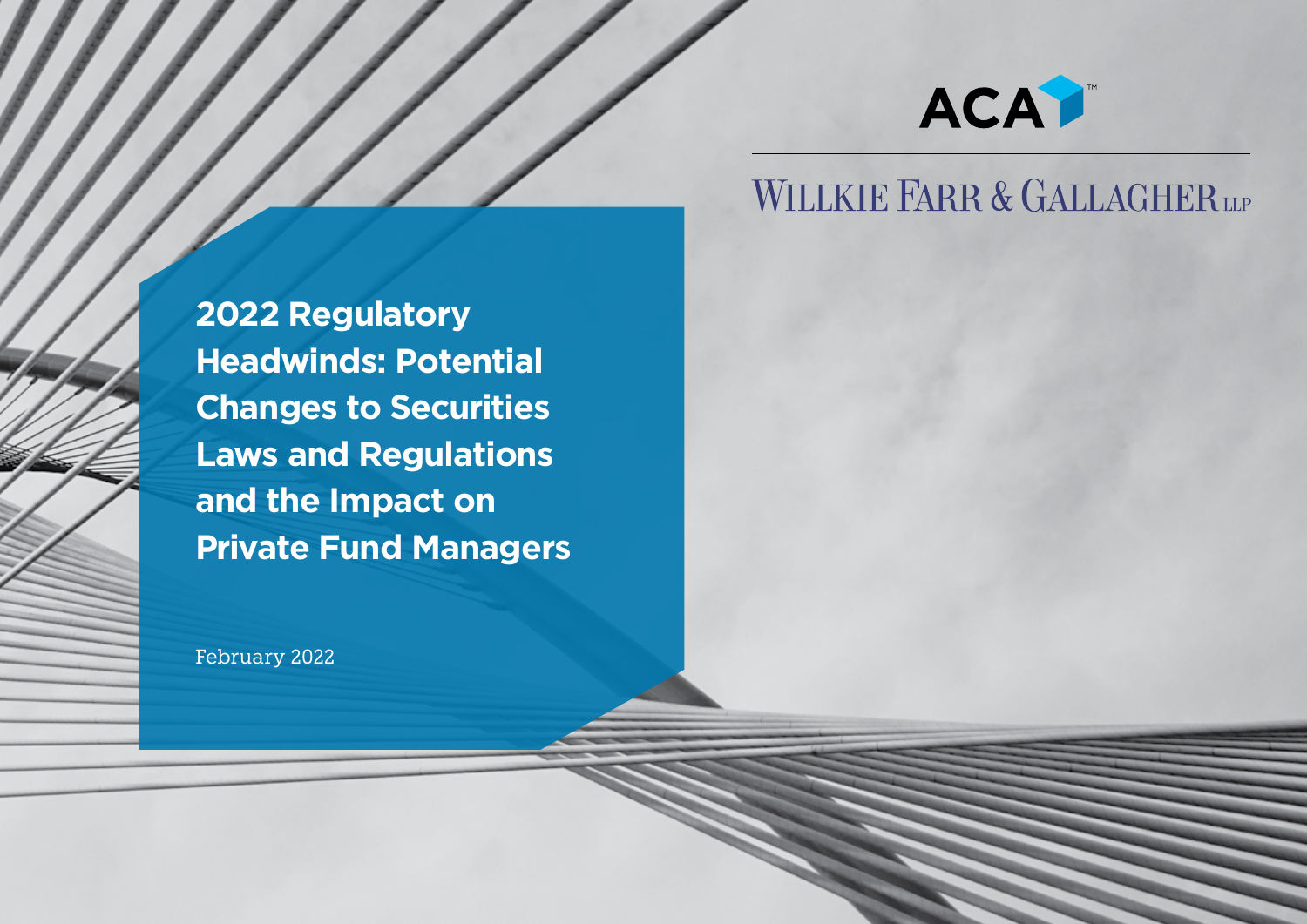ACA

WILLKIE FARR & GALLAGHER LLP

# 2022 Regulatory Headwinds: Potential Changes to Securities Laws and Regulations and the Impact on Private Fund Managers

February 2022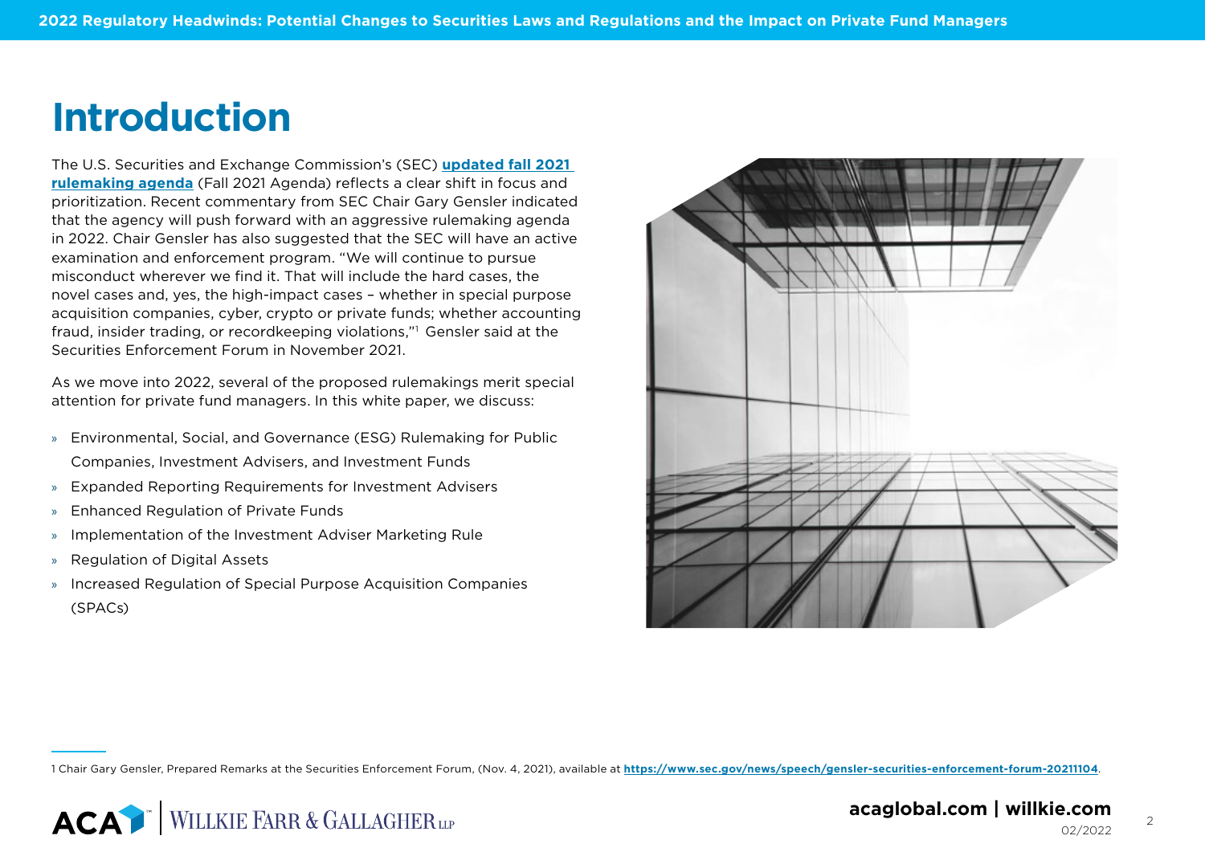# Introduction

The U.S. Securities and Exchange Commission's (SEC) **updated fall 2021 rulemaking agenda** (Fall 2021 Agenda) reflects a clear shift in focus and prioritization. Recent commentary from SEC Chair Gary Gensler indicated that the agency will push forward with an aggressive rulemaking agenda in 2022. Chair Gensler has also suggested that the SEC will have an active examination and enforcement program. "We will continue to pursue misconduct wherever we find it. That will include the hard cases, the novel cases and, yes, the high-impact cases – whether in special purpose acquisition companies, cyber, crypto or private funds; whether accounting fraud, insider trading, or recordkeeping violations,"[1] Gensler said at the Securities Enforcement Forum in November 2021.

As we move into 2022, several of the proposed rulemakings merit special attention for private fund managers. In this white paper, we discuss:

- Environmental, Social, and Governance (ESG) Rulemaking for Public Companies, Investment Advisers, and Investment Funds
- Expanded Reporting Requirements for Investment Advisers
- Enhanced Regulation of Private Funds
- Implementation of the Investment Adviser Marketing Rule
- Regulation of Digital Assets
- Increased Regulation of Special Purpose Acquisition Companies (SPACs)

---

1 Chair Gary Gensler, Prepared Remarks at the Securities Enforcement Forum, (Nov. 4, 2021), available at **https://www.sec.gov/news/speech/gensler-securities-enforcement-forum-20211104**.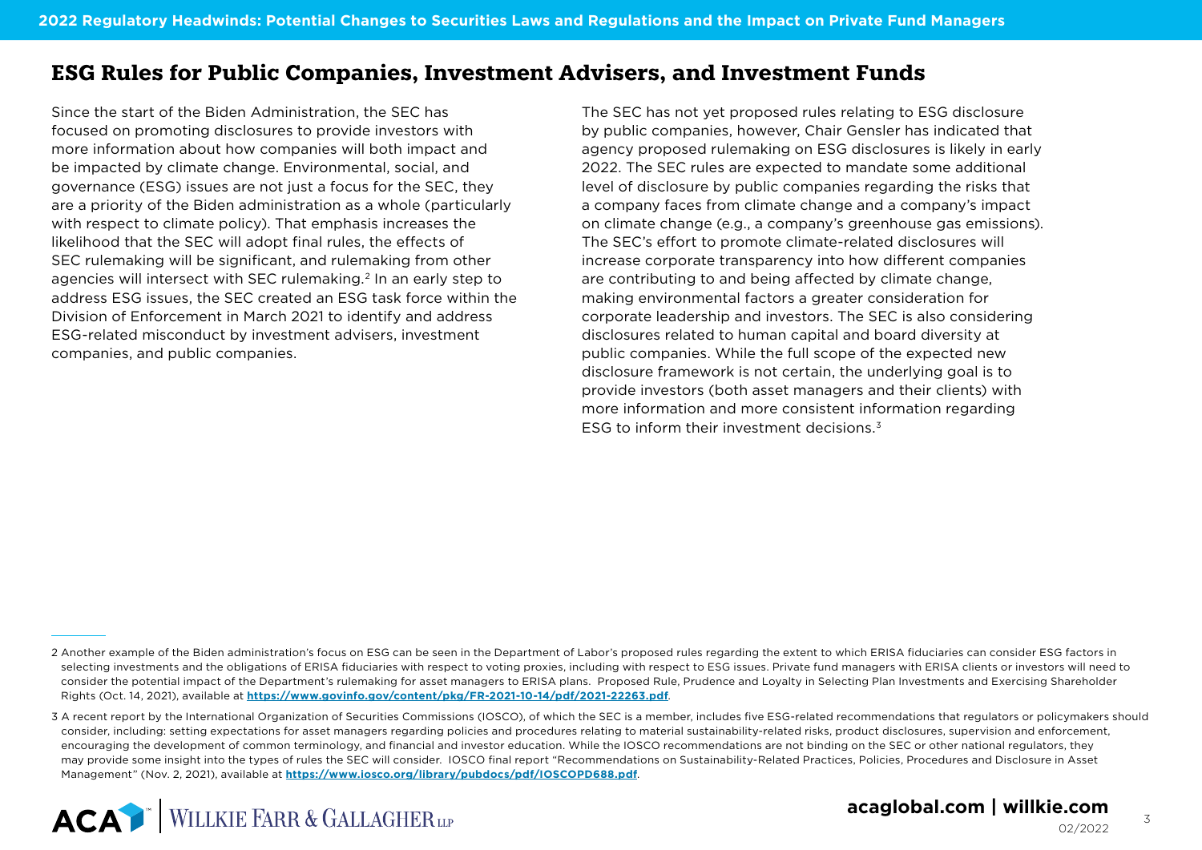## ESG Rules for Public Companies, Investment Advisers, and Investment Funds

Since the start of the Biden Administration, the SEC has focused on promoting disclosures to provide investors with more information about how companies will both impact and be impacted by climate change. Environmental, social, and governance (ESG) issues are not just a focus for the SEC, they are a priority of the Biden administration as a whole (particularly with respect to climate policy). That emphasis increases the likelihood that the SEC will adopt final rules, the effects of SEC rulemaking will be significant, and rulemaking from other agencies will intersect with SEC rulemaking.[2] In an early step to address ESG issues, the SEC created an ESG task force within the Division of Enforcement in March 2021 to identify and address ESG-related misconduct by investment advisers, investment companies, and public companies.

The SEC has not yet proposed rules relating to ESG disclosure by public companies, however, Chair Gensler has indicated that agency proposed rulemaking on ESG disclosures is likely in early 2022. The SEC rules are expected to mandate some additional level of disclosure by public companies regarding the risks that a company faces from climate change and a company's impact on climate change (e.g., a company's greenhouse gas emissions). The SEC's effort to promote climate-related disclosures will increase corporate transparency into how different companies are contributing to and being affected by climate change, making environmental factors a greater consideration for corporate leadership and investors. The SEC is also considering disclosures related to human capital and board diversity at public companies. While the full scope of the expected new disclosure framework is not certain, the underlying goal is to provide investors (both asset managers and their clients) with more information and more consistent information regarding ESG to inform their investment decisions.[3]

---

2 Another example of the Biden administration's focus on ESG can be seen in the Department of Labor's proposed rules regarding the extent to which ERISA fiduciaries can consider ESG factors in selecting investments and the obligations of ERISA fiduciaries with respect to voting proxies, including with respect to ESG issues. Private fund managers with ERISA clients or investors will need to consider the potential impact of the Department's rulemaking for asset managers to ERISA plans. Proposed Rule, Prudence and Loyalty in Selecting Plan Investments and Exercising Shareholder Rights (Oct. 14, 2021), available at **https://www.govinfo.gov/content/pkg/FR-2021-10-14/pdf/2021-22263.pdf**.

3 A recent report by the International Organization of Securities Commissions (IOSCO), of which the SEC is a member, includes five ESG-related recommendations that regulators or policymakers should consider, including: setting expectations for asset managers regarding policies and procedures relating to material sustainability-related risks, product disclosures, supervision and enforcement, encouraging the development of common terminology, and financial and investor education. While the IOSCO recommendations are not binding on the SEC or other national regulators, they may provide some insight into the types of rules the SEC will consider. IOSCO final report "Recommendations on Sustainability-Related Practices, Policies, Procedures and Disclosure in Asset Management" (Nov. 2, 2021), available at **https://www.iosco.org/library/pubdocs/pdf/IOSCOPD688.pdf**.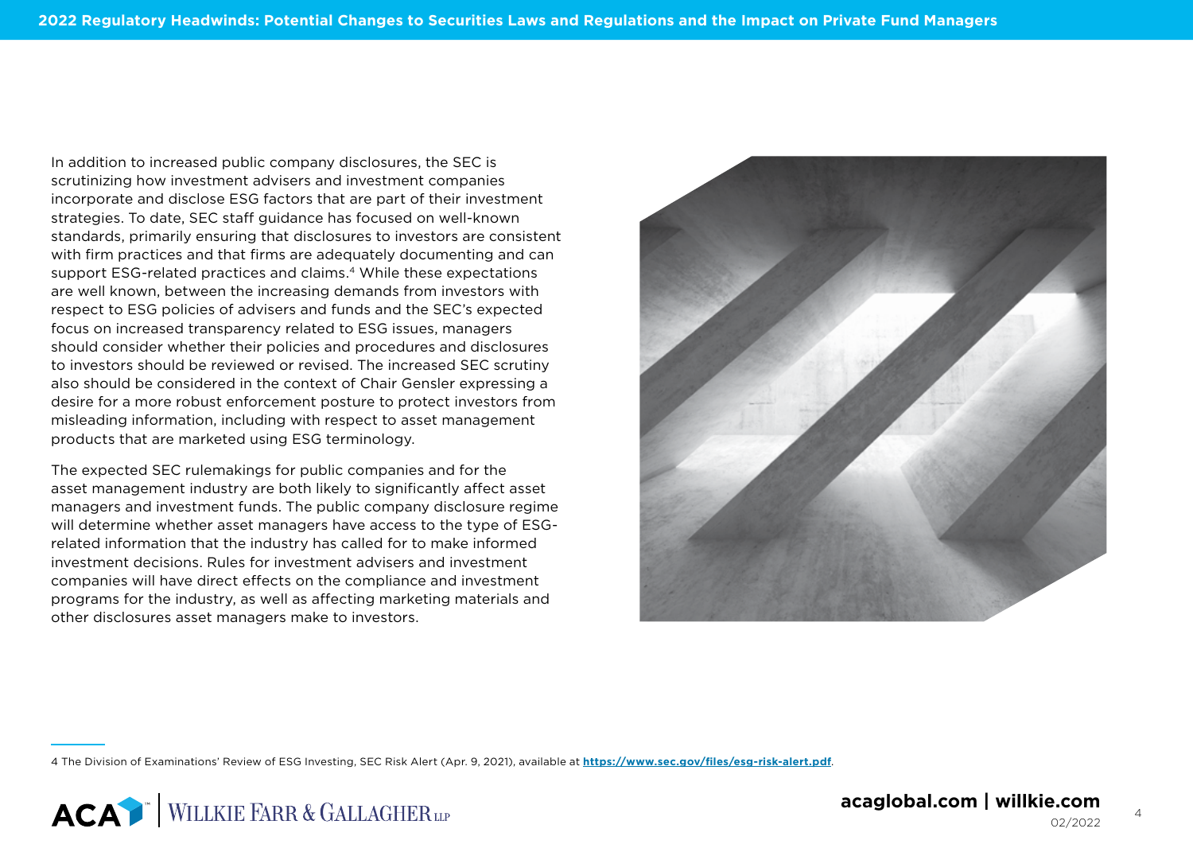In addition to increased public company disclosures, the SEC is scrutinizing how investment advisers and investment companies incorporate and disclose ESG factors that are part of their investment strategies. To date, SEC staff guidance has focused on well-known standards, primarily ensuring that disclosures to investors are consistent with firm practices and that firms are adequately documenting and can support ESG-related practices and claims.[4] While these expectations are well known, between the increasing demands from investors with respect to ESG policies of advisers and funds and the SEC's expected focus on increased transparency related to ESG issues, managers should consider whether their policies and procedures and disclosures to investors should be reviewed or revised. The increased SEC scrutiny also should be considered in the context of Chair Gensler expressing a desire for a more robust enforcement posture to protect investors from misleading information, including with respect to asset management products that are marketed using ESG terminology.

The expected SEC rulemakings for public companies and for the asset management industry are both likely to significantly affect asset managers and investment funds. The public company disclosure regime will determine whether asset managers have access to the type of ESG-related information that the industry has called for to make informed investment decisions. Rules for investment advisers and investment companies will have direct effects on the compliance and investment programs for the industry, as well as affecting marketing materials and other disclosures asset managers make to investors.

---

4 The Division of Examinations' Review of ESG Investing, SEC Risk Alert (Apr. 9, 2021), available at **https://www.sec.gov/files/esg-risk-alert.pdf**.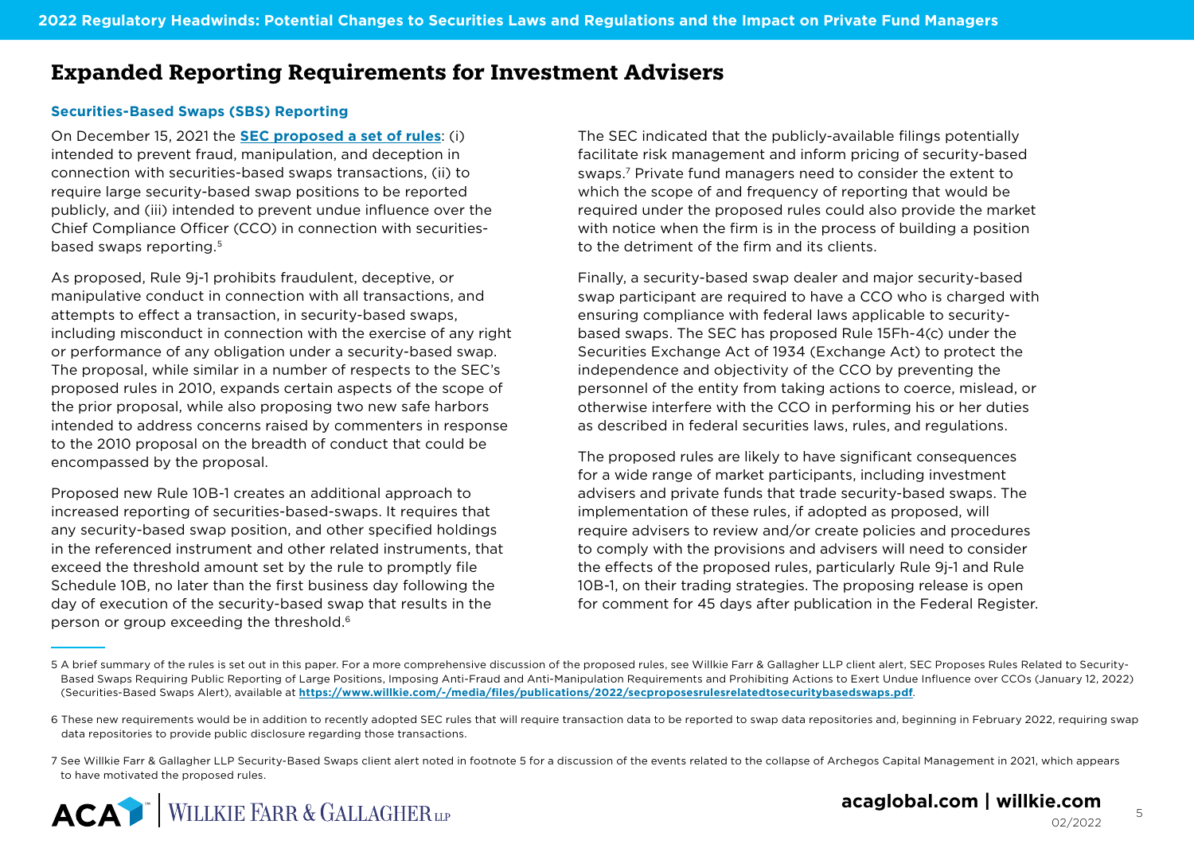## Expanded Reporting Requirements for Investment Advisers

### Securities-Based Swaps (SBS) Reporting

On December 15, 2021 the **SEC proposed a set of rules**: (i) intended to prevent fraud, manipulation, and deception in connection with securities-based swaps transactions, (ii) to require large security-based swap positions to be reported publicly, and (iii) intended to prevent undue influence over the Chief Compliance Officer (CCO) in connection with securities-based swaps reporting.[5]

As proposed, Rule 9j-1 prohibits fraudulent, deceptive, or manipulative conduct in connection with all transactions, and attempts to effect a transaction, in security-based swaps, including misconduct in connection with the exercise of any right or performance of any obligation under a security-based swap. The proposal, while similar in a number of respects to the SEC's proposed rules in 2010, expands certain aspects of the scope of the prior proposal, while also proposing two new safe harbors intended to address concerns raised by commenters in response to the 2010 proposal on the breadth of conduct that could be encompassed by the proposal.

Proposed new Rule 10B-1 creates an additional approach to increased reporting of securities-based-swaps. It requires that any security-based swap position, and other specified holdings in the referenced instrument and other related instruments, that exceed the threshold amount set by the rule to promptly file Schedule 10B, no later than the first business day following the day of execution of the security-based swap that results in the person or group exceeding the threshold.[6]

The SEC indicated that the publicly-available filings potentially facilitate risk management and inform pricing of security-based swaps.[7] Private fund managers need to consider the extent to which the scope of and frequency of reporting that would be required under the proposed rules could also provide the market with notice when the firm is in the process of building a position to the detriment of the firm and its clients.

Finally, a security-based swap dealer and major security-based swap participant are required to have a CCO who is charged with ensuring compliance with federal laws applicable to security-based swaps. The SEC has proposed Rule 15Fh-4(c) under the Securities Exchange Act of 1934 (Exchange Act) to protect the independence and objectivity of the CCO by preventing the personnel of the entity from taking actions to coerce, mislead, or otherwise interfere with the CCO in performing his or her duties as described in federal securities laws, rules, and regulations.

The proposed rules are likely to have significant consequences for a wide range of market participants, including investment advisers and private funds that trade security-based swaps. The implementation of these rules, if adopted as proposed, will require advisers to review and/or create policies and procedures to comply with the provisions and advisers will need to consider the effects of the proposed rules, particularly Rule 9j-1 and Rule 10B-1, on their trading strategies. The proposing release is open for comment for 45 days after publication in the Federal Register.

---

5 A brief summary of the rules is set out in this paper. For a more comprehensive discussion of the proposed rules, see Willkie Farr & Gallagher LLP client alert, SEC Proposes Rules Related to Security-Based Swaps Requiring Public Reporting of Large Positions, Imposing Anti-Fraud and Anti-Manipulation Requirements and Prohibiting Actions to Exert Undue Influence over CCOs (January 12, 2022) (Securities-Based Swaps Alert), available at **https://www.willkie.com/-/media/files/publications/2022/secproposesrulesrelatedtosecuritybasedswaps.pdf**.

6 These new requirements would be in addition to recently adopted SEC rules that will require transaction data to be reported to swap data repositories and, beginning in February 2022, requiring swap data repositories to provide public disclosure regarding those transactions.

7 See Willkie Farr & Gallagher LLP Security-Based Swaps client alert noted in footnote 5 for a discussion of the events related to the collapse of Archegos Capital Management in 2021, which appears to have motivated the proposed rules.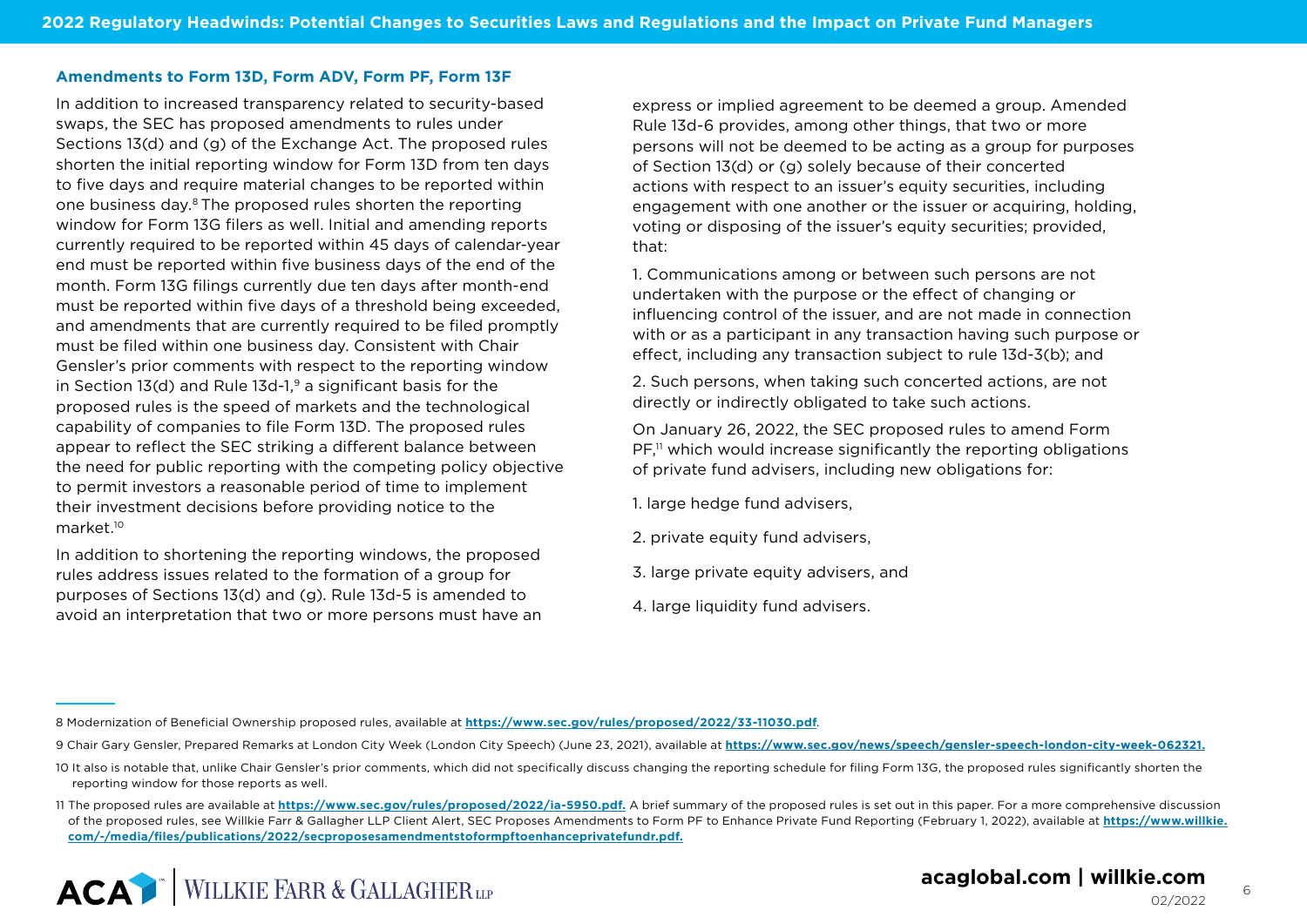## Amendments to Form 13D, Form ADV, Form PF, Form 13F

In addition to increased transparency related to security-based swaps, the SEC has proposed amendments to rules under Sections 13(d) and (g) of the Exchange Act. The proposed rules shorten the initial reporting window for Form 13D from ten days to five days and require material changes to be reported within one business day.[8] The proposed rules shorten the reporting window for Form 13G filers as well. Initial and amending reports currently required to be reported within 45 days of calendar-year end must be reported within five business days of the end of the month. Form 13G filings currently due ten days after month-end must be reported within five days of a threshold being exceeded, and amendments that are currently required to be filed promptly must be filed within one business day. Consistent with Chair Gensler's prior comments with respect to the reporting window in Section 13(d) and Rule 13d-1,[9] a significant basis for the proposed rules is the speed of markets and the technological capability of companies to file Form 13D. The proposed rules appear to reflect the SEC striking a different balance between the need for public reporting with the competing policy objective to permit investors a reasonable period of time to implement their investment decisions before providing notice to the market.[10]

In addition to shortening the reporting windows, the proposed rules address issues related to the formation of a group for purposes of Sections 13(d) and (g). Rule 13d-5 is amended to avoid an interpretation that two or more persons must have an express or implied agreement to be deemed a group. Amended Rule 13d-6 provides, among other things, that two or more persons will not be deemed to be acting as a group for purposes of Section 13(d) or (g) solely because of their concerted actions with respect to an issuer's equity securities, including engagement with one another or the issuer or acquiring, holding, voting or disposing of the issuer's equity securities; provided, that:

1. Communications among or between such persons are not undertaken with the purpose or the effect of changing or influencing control of the issuer, and are not made in connection with or as a participant in any transaction having such purpose or effect, including any transaction subject to rule 13d-3(b); and

2. Such persons, when taking such concerted actions, are not directly or indirectly obligated to take such actions.

On January 26, 2022, the SEC proposed rules to amend Form PF,[11] which would increase significantly the reporting obligations of private fund advisers, including new obligations for:

1. large hedge fund advisers,
2. private equity fund advisers,
3. large private equity advisers, and
4. large liquidity fund advisers.

---

8 Modernization of Beneficial Ownership proposed rules, available at **https://www.sec.gov/rules/proposed/2022/33-11030.pdf**.

9 Chair Gary Gensler, Prepared Remarks at London City Week (London City Speech) (June 23, 2021), available at **https://www.sec.gov/news/speech/gensler-speech-london-city-week-062321.**

10 It also is notable that, unlike Chair Gensler's prior comments, which did not specifically discuss changing the reporting schedule for filing Form 13G, the proposed rules significantly shorten the reporting window for those reports as well.

11 The proposed rules are available at **https://www.sec.gov/rules/proposed/2022/ia-5950.pdf.** A brief summary of the proposed rules is set out in this paper. For a more comprehensive discussion of the proposed rules, see Willkie Farr & Gallagher LLP Client Alert, SEC Proposes Amendments to Form PF to Enhance Private Fund Reporting (February 1, 2022), available at **https://www.willkie.com/-/media/files/publications/2022/secproposesamendmentstoformpftoenhanceprivatefundr.pdf.**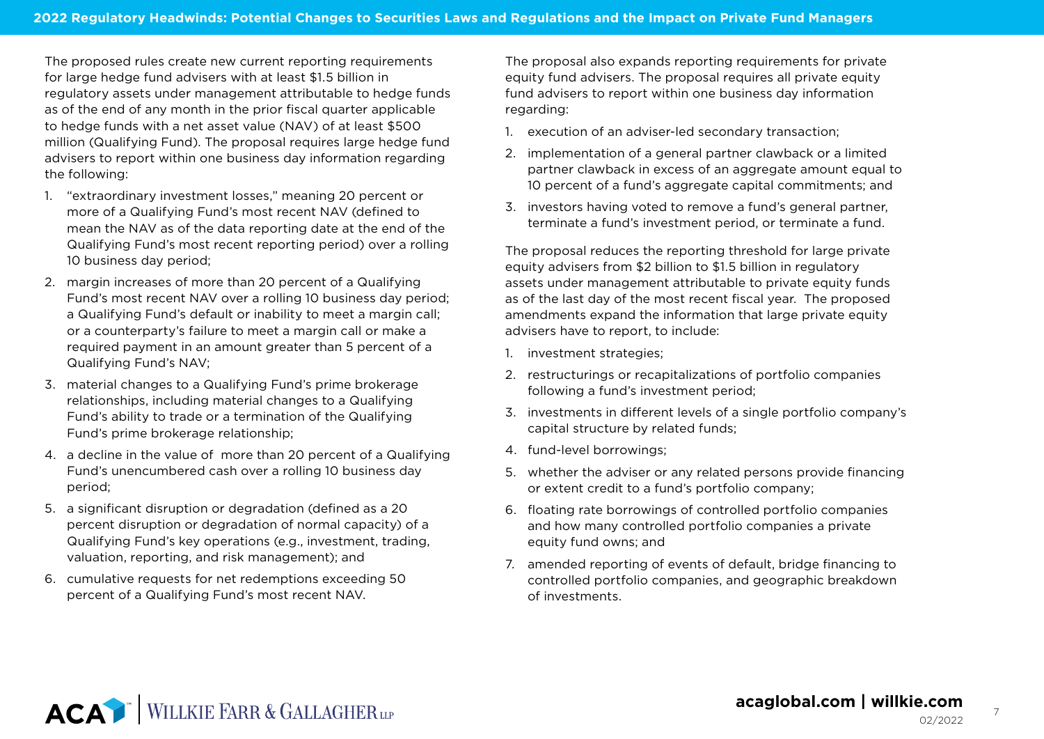The proposed rules create new current reporting requirements for large hedge fund advisers with at least $1.5 billion in regulatory assets under management attributable to hedge funds as of the end of any month in the prior fiscal quarter applicable to hedge funds with a net asset value (NAV) of at least $500 million (Qualifying Fund). The proposal requires large hedge fund advisers to report within one business day information regarding the following:

1. "extraordinary investment losses," meaning 20 percent or more of a Qualifying Fund's most recent NAV (defined to mean the NAV as of the data reporting date at the end of the Qualifying Fund's most recent reporting period) over a rolling 10 business day period;
2. margin increases of more than 20 percent of a Qualifying Fund's most recent NAV over a rolling 10 business day period; a Qualifying Fund's default or inability to meet a margin call; or a counterparty's failure to meet a margin call or make a required payment in an amount greater than 5 percent of a Qualifying Fund's NAV;
3. material changes to a Qualifying Fund's prime brokerage relationships, including material changes to a Qualifying Fund's ability to trade or a termination of the Qualifying Fund's prime brokerage relationship;
4. a decline in the value of more than 20 percent of a Qualifying Fund's unencumbered cash over a rolling 10 business day period;
5. a significant disruption or degradation (defined as a 20 percent disruption or degradation of normal capacity) of a Qualifying Fund's key operations (e.g., investment, trading, valuation, reporting, and risk management); and
6. cumulative requests for net redemptions exceeding 50 percent of a Qualifying Fund's most recent NAV.

The proposal also expands reporting requirements for private equity fund advisers. The proposal requires all private equity fund advisers to report within one business day information regarding:

1. execution of an adviser-led secondary transaction;
2. implementation of a general partner clawback or a limited partner clawback in excess of an aggregate amount equal to 10 percent of a fund's aggregate capital commitments; and
3. investors having voted to remove a fund's general partner, terminate a fund's investment period, or terminate a fund.

The proposal reduces the reporting threshold for large private equity advisers from $2 billion to $1.5 billion in regulatory assets under management attributable to private equity funds as of the last day of the most recent fiscal year. The proposed amendments expand the information that large private equity advisers have to report, to include:

1. investment strategies;
2. restructurings or recapitalizations of portfolio companies following a fund's investment period;
3. investments in different levels of a single portfolio company's capital structure by related funds;
4. fund-level borrowings;
5. whether the adviser or any related persons provide financing or extent credit to a fund's portfolio company;
6. floating rate borrowings of controlled portfolio companies and how many controlled portfolio companies a private equity fund owns; and
7. amended reporting of events of default, bridge financing to controlled portfolio companies, and geographic breakdown of investments.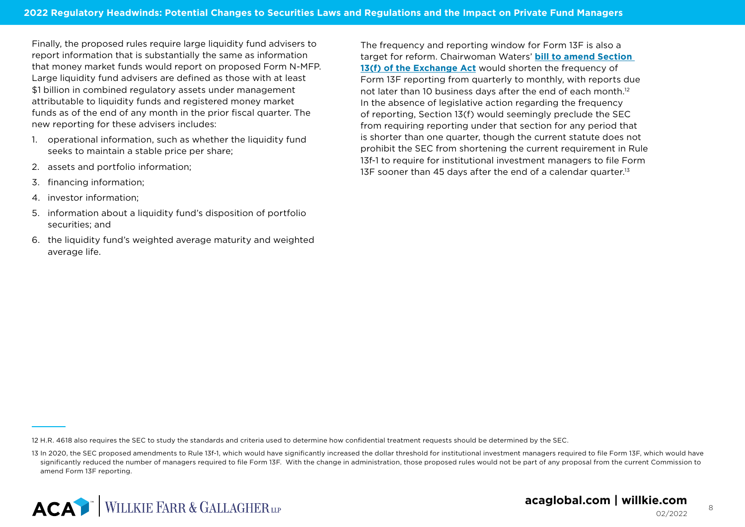Finally, the proposed rules require large liquidity fund advisers to report information that is substantially the same as information that money market funds would report on proposed Form N-MFP. Large liquidity fund advisers are defined as those with at least $1 billion in combined regulatory assets under management attributable to liquidity funds and registered money market funds as of the end of any month in the prior fiscal quarter. The new reporting for these advisers includes:

1. operational information, such as whether the liquidity fund seeks to maintain a stable price per share;
2. assets and portfolio information;
3. financing information;
4. investor information;
5. information about a liquidity fund's disposition of portfolio securities; and
6. the liquidity fund's weighted average maturity and weighted average life.

The frequency and reporting window for Form 13F is also a target for reform. Chairwoman Waters' **bill to amend Section 13(f) of the Exchange Act** would shorten the frequency of Form 13F reporting from quarterly to monthly, with reports due not later than 10 business days after the end of each month.[12] In the absence of legislative action regarding the frequency of reporting, Section 13(f) would seemingly preclude the SEC from requiring reporting under that section for any period that is shorter than one quarter, though the current statute does not prohibit the SEC from shortening the current requirement in Rule 13f-1 to require for institutional investment managers to file Form 13F sooner than 45 days after the end of a calendar quarter.[13]

---

12 H.R. 4618 also requires the SEC to study the standards and criteria used to determine how confidential treatment requests should be determined by the SEC.

13 In 2020, the SEC proposed amendments to Rule 13f-1, which would have significantly increased the dollar threshold for institutional investment managers required to file Form 13F, which would have significantly reduced the number of managers required to file Form 13F. With the change in administration, those proposed rules would not be part of any proposal from the current Commission to amend Form 13F reporting.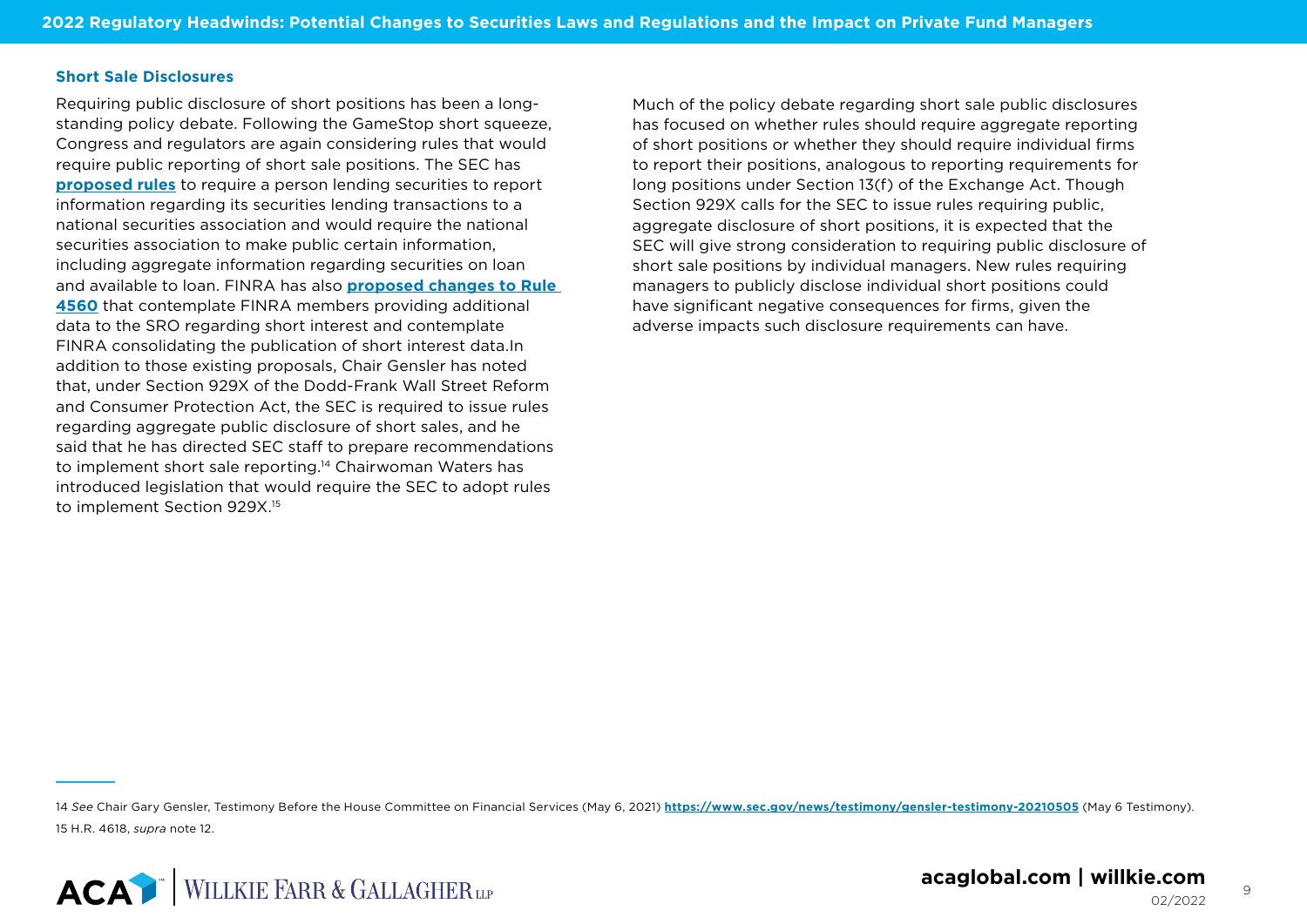### Short Sale Disclosures

Requiring public disclosure of short positions has been a long-standing policy debate. Following the GameStop short squeeze, Congress and regulators are again considering rules that would require public reporting of short sale positions. The SEC has **proposed rules** to require a person lending securities to report information regarding its securities lending transactions to a national securities association and would require the national securities association to make public certain information, including aggregate information regarding securities on loan and available to loan. FINRA has also **proposed changes to Rule 4560** that contemplate FINRA members providing additional data to the SRO regarding short interest and contemplate FINRA consolidating the publication of short interest data.In addition to those existing proposals, Chair Gensler has noted that, under Section 929X of the Dodd-Frank Wall Street Reform and Consumer Protection Act, the SEC is required to issue rules regarding aggregate public disclosure of short sales, and he said that he has directed SEC staff to prepare recommendations to implement short sale reporting.[14] Chairwoman Waters has introduced legislation that would require the SEC to adopt rules to implement Section 929X.[15]

Much of the policy debate regarding short sale public disclosures has focused on whether rules should require aggregate reporting of short positions or whether they should require individual firms to report their positions, analogous to reporting requirements for long positions under Section 13(f) of the Exchange Act. Though Section 929X calls for the SEC to issue rules requiring public, aggregate disclosure of short positions, it is expected that the SEC will give strong consideration to requiring public disclosure of short sale positions by individual managers. New rules requiring managers to publicly disclose individual short positions could have significant negative consequences for firms, given the adverse impacts such disclosure requirements can have.

---

14 *See* Chair Gary Gensler, Testimony Before the House Committee on Financial Services (May 6, 2021) **https://www.sec.gov/news/testimony/gensler-testimony-20210505** (May 6 Testimony).

15 H.R. 4618, *supra* note 12.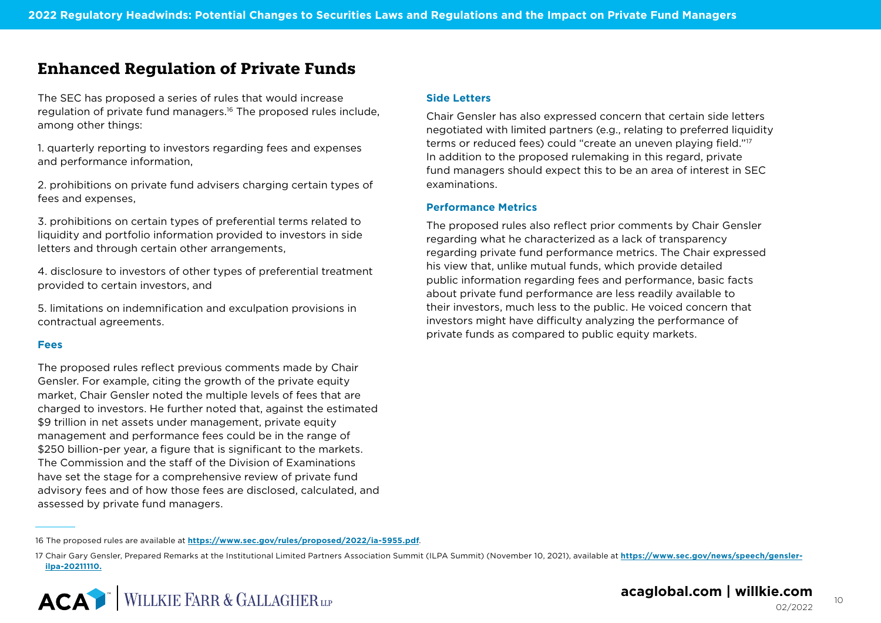## Enhanced Regulation of Private Funds

The SEC has proposed a series of rules that would increase regulation of private fund managers.[16] The proposed rules include, among other things:

1. quarterly reporting to investors regarding fees and expenses and performance information,

2. prohibitions on private fund advisers charging certain types of fees and expenses,

3. prohibitions on certain types of preferential terms related to liquidity and portfolio information provided to investors in side letters and through certain other arrangements,

4. disclosure to investors of other types of preferential treatment provided to certain investors, and

5. limitations on indemnification and exculpation provisions in contractual agreements.

### Fees

The proposed rules reflect previous comments made by Chair Gensler. For example, citing the growth of the private equity market, Chair Gensler noted the multiple levels of fees that are charged to investors. He further noted that, against the estimated $9 trillion in net assets under management, private equity management and performance fees could be in the range of $250 billion-per year, a figure that is significant to the markets. The Commission and the staff of the Division of Examinations have set the stage for a comprehensive review of private fund advisory fees and of how those fees are disclosed, calculated, and assessed by private fund managers.

### Side Letters

Chair Gensler has also expressed concern that certain side letters negotiated with limited partners (e.g., relating to preferred liquidity terms or reduced fees) could "create an uneven playing field."[17] In addition to the proposed rulemaking in this regard, private fund managers should expect this to be an area of interest in SEC examinations.

### Performance Metrics

The proposed rules also reflect prior comments by Chair Gensler regarding what he characterized as a lack of transparency regarding private fund performance metrics. The Chair expressed his view that, unlike mutual funds, which provide detailed public information regarding fees and performance, basic facts about private fund performance are less readily available to their investors, much less to the public. He voiced concern that investors might have difficulty analyzing the performance of private funds as compared to public equity markets.

---

16 The proposed rules are available at **https://www.sec.gov/rules/proposed/2022/ia-5955.pdf**.

17 Chair Gary Gensler, Prepared Remarks at the Institutional Limited Partners Association Summit (ILPA Summit) (November 10, 2021), available at **https://www.sec.gov/news/speech/gensler-ilpa-20211110.**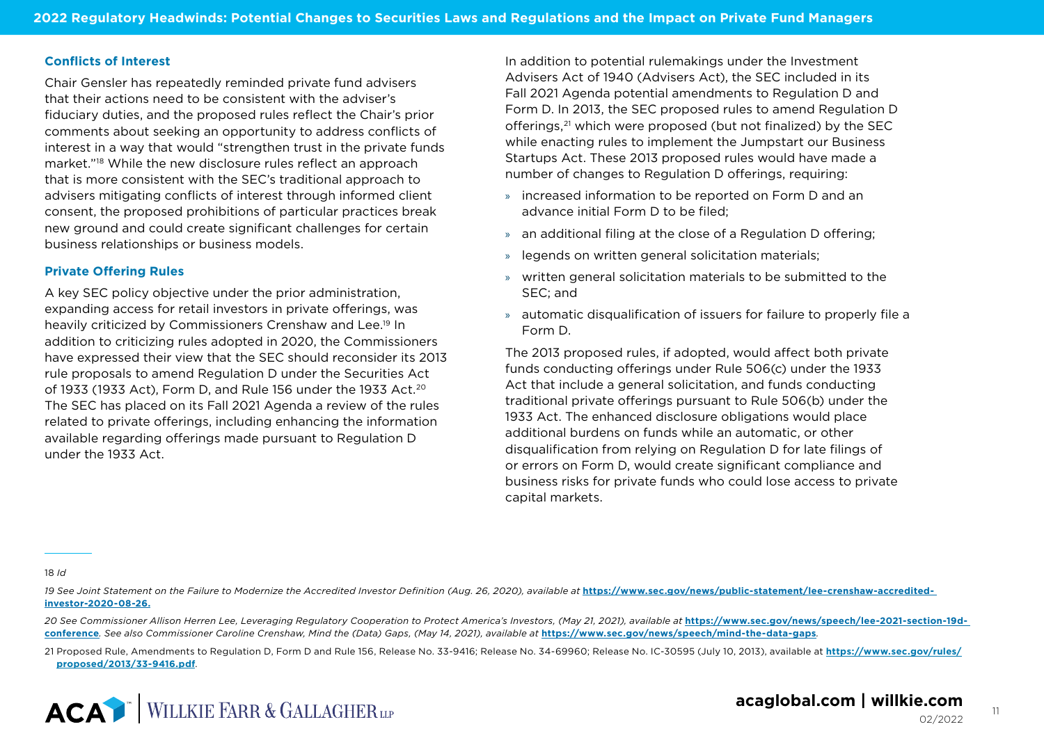## Conflicts of Interest

Chair Gensler has repeatedly reminded private fund advisers that their actions need to be consistent with the adviser's fiduciary duties, and the proposed rules reflect the Chair's prior comments about seeking an opportunity to address conflicts of interest in a way that would "strengthen trust in the private funds market."[18] While the new disclosure rules reflect an approach that is more consistent with the SEC's traditional approach to advisers mitigating conflicts of interest through informed client consent, the proposed prohibitions of particular practices break new ground and could create significant challenges for certain business relationships or business models.

## Private Offering Rules

A key SEC policy objective under the prior administration, expanding access for retail investors in private offerings, was heavily criticized by Commissioners Crenshaw and Lee.[19] In addition to criticizing rules adopted in 2020, the Commissioners have expressed their view that the SEC should reconsider its 2013 rule proposals to amend Regulation D under the Securities Act of 1933 (1933 Act), Form D, and Rule 156 under the 1933 Act.[20] The SEC has placed on its Fall 2021 Agenda a review of the rules related to private offerings, including enhancing the information available regarding offerings made pursuant to Regulation D under the 1933 Act.

In addition to potential rulemakings under the Investment Advisers Act of 1940 (Advisers Act), the SEC included in its Fall 2021 Agenda potential amendments to Regulation D and Form D. In 2013, the SEC proposed rules to amend Regulation D offerings,[21] which were proposed (but not finalized) by the SEC while enacting rules to implement the Jumpstart our Business Startups Act. These 2013 proposed rules would have made a number of changes to Regulation D offerings, requiring:

- increased information to be reported on Form D and an advance initial Form D to be filed;
- an additional filing at the close of a Regulation D offering;
- legends on written general solicitation materials;
- written general solicitation materials to be submitted to the SEC; and
- automatic disqualification of issuers for failure to properly file a Form D.

The 2013 proposed rules, if adopted, would affect both private funds conducting offerings under Rule 506(c) under the 1933 Act that include a general solicitation, and funds conducting traditional private offerings pursuant to Rule 506(b) under the 1933 Act. The enhanced disclosure obligations would place additional burdens on funds while an automatic, or other disqualification from relying on Regulation D for late filings of or errors on Form D, would create significant compliance and business risks for private funds who could lose access to private capital markets.

---

18 *Id*

19 *See Joint Statement on the Failure to Modernize the Accredited Investor Definition (Aug. 26, 2020), available at* **https://www.sec.gov/news/public-statement/lee-crenshaw-accredited-investor-2020-08-26.**

20 *See Commissioner Allison Herren Lee, Leveraging Regulatory Cooperation to Protect America's Investors, (May 21, 2021), available at* **https://www.sec.gov/news/speech/lee-2021-section-19d-conference**. *See also Commissioner Caroline Crenshaw, Mind the (Data) Gaps, (May 14, 2021), available at* **https://www.sec.gov/news/speech/mind-the-data-gaps**.

21 Proposed Rule, Amendments to Regulation D, Form D and Rule 156, Release No. 33-9416; Release No. 34-69960; Release No. IC-30595 (July 10, 2013), available at **https://www.sec.gov/rules/proposed/2013/33-9416.pdf**.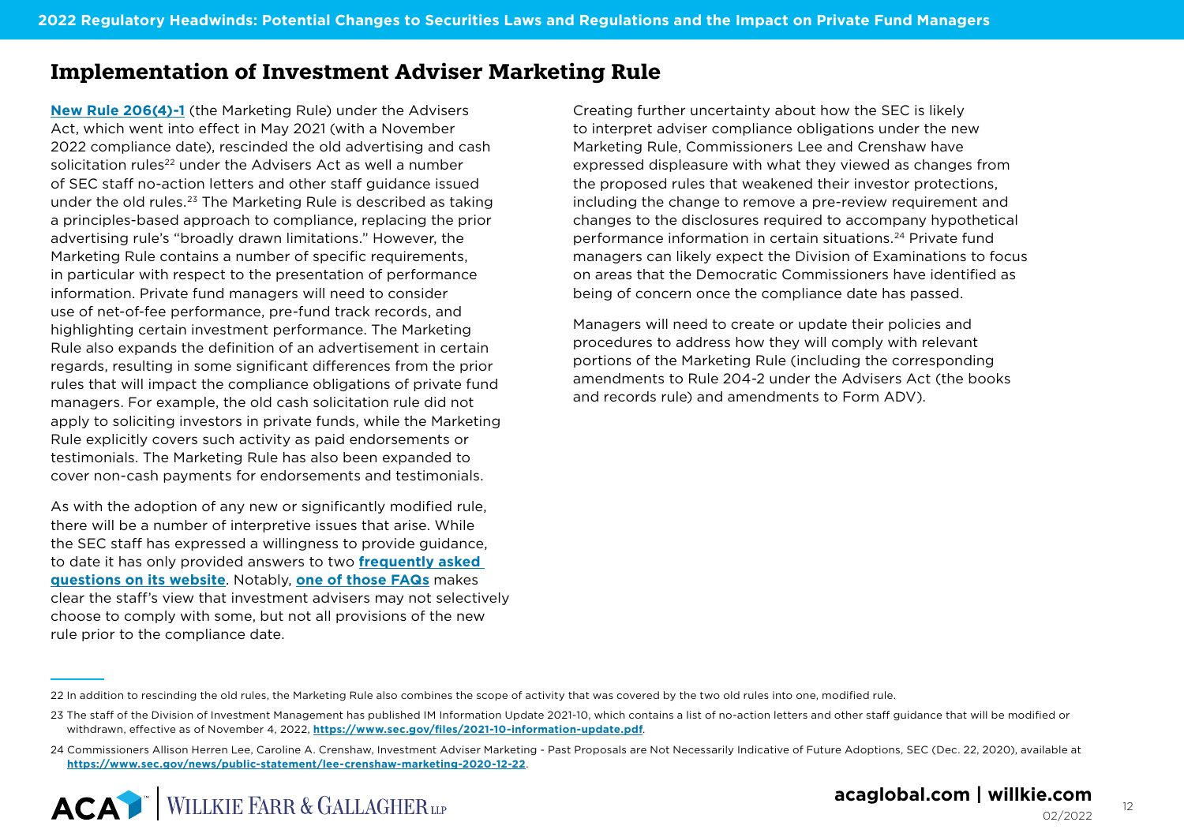## Implementation of Investment Adviser Marketing Rule

**New Rule 206(4)-1** (the Marketing Rule) under the Advisers Act, which went into effect in May 2021 (with a November 2022 compliance date), rescinded the old advertising and cash solicitation rules[22] under the Advisers Act as well a number of SEC staff no-action letters and other staff guidance issued under the old rules.[23] The Marketing Rule is described as taking a principles-based approach to compliance, replacing the prior advertising rule's "broadly drawn limitations." However, the Marketing Rule contains a number of specific requirements, in particular with respect to the presentation of performance information. Private fund managers will need to consider use of net-of-fee performance, pre-fund track records, and highlighting certain investment performance. The Marketing Rule also expands the definition of an advertisement in certain regards, resulting in some significant differences from the prior rules that will impact the compliance obligations of private fund managers. For example, the old cash solicitation rule did not apply to soliciting investors in private funds, while the Marketing Rule explicitly covers such activity as paid endorsements or testimonials. The Marketing Rule has also been expanded to cover non-cash payments for endorsements and testimonials.

As with the adoption of any new or significantly modified rule, there will be a number of interpretive issues that arise. While the SEC staff has expressed a willingness to provide guidance, to date it has only provided answers to two **frequently asked questions on its website**. Notably, **one of those FAQs** makes clear the staff's view that investment advisers may not selectively choose to comply with some, but not all provisions of the new rule prior to the compliance date.

Creating further uncertainty about how the SEC is likely to interpret adviser compliance obligations under the new Marketing Rule, Commissioners Lee and Crenshaw have expressed displeasure with what they viewed as changes from the proposed rules that weakened their investor protections, including the change to remove a pre-review requirement and changes to the disclosures required to accompany hypothetical performance information in certain situations.[24] Private fund managers can likely expect the Division of Examinations to focus on areas that the Democratic Commissioners have identified as being of concern once the compliance date has passed.

Managers will need to create or update their policies and procedures to address how they will comply with relevant portions of the Marketing Rule (including the corresponding amendments to Rule 204-2 under the Advisers Act (the books and records rule) and amendments to Form ADV).

---

22 In addition to rescinding the old rules, the Marketing Rule also combines the scope of activity that was covered by the two old rules into one, modified rule.

23 The staff of the Division of Investment Management has published IM Information Update 2021-10, which contains a list of no-action letters and other staff guidance that will be modified or withdrawn, effective as of November 4, 2022, **https://www.sec.gov/files/2021-10-information-update.pdf**.

24 Commissioners Allison Herren Lee, Caroline A. Crenshaw, Investment Adviser Marketing - Past Proposals are Not Necessarily Indicative of Future Adoptions, SEC (Dec. 22, 2020), available at **https://www.sec.gov/news/public-statement/lee-crenshaw-marketing-2020-12-22**.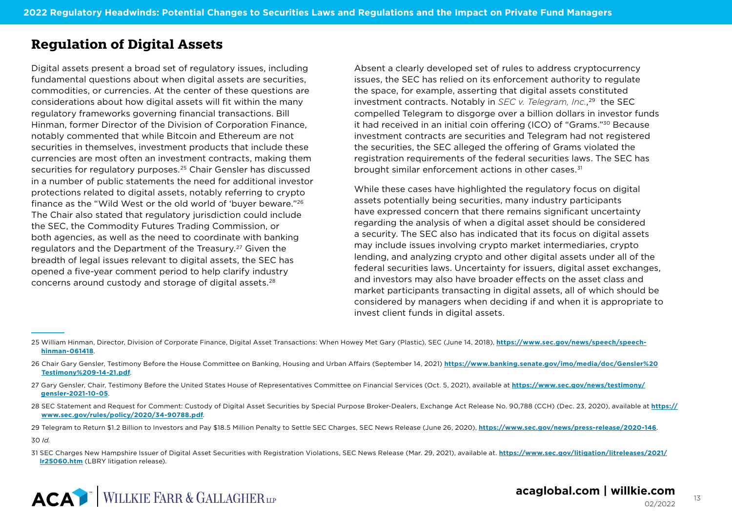## Regulation of Digital Assets

Digital assets present a broad set of regulatory issues, including fundamental questions about when digital assets are securities, commodities, or currencies. At the center of these questions are considerations about how digital assets will fit within the many regulatory frameworks governing financial transactions. Bill Hinman, former Director of the Division of Corporation Finance, notably commented that while Bitcoin and Ethereum are not securities in themselves, investment products that include these currencies are most often an investment contracts, making them securities for regulatory purposes.[25] Chair Gensler has discussed in a number of public statements the need for additional investor protections related to digital assets, notably referring to crypto finance as the "Wild West or the old world of 'buyer beware."[26] The Chair also stated that regulatory jurisdiction could include the SEC, the Commodity Futures Trading Commission, or both agencies, as well as the need to coordinate with banking regulators and the Department of the Treasury.[27] Given the breadth of legal issues relevant to digital assets, the SEC has opened a five-year comment period to help clarify industry concerns around custody and storage of digital assets.[28]

Absent a clearly developed set of rules to address cryptocurrency issues, the SEC has relied on its enforcement authority to regulate the space, for example, asserting that digital assets constituted investment contracts. Notably in *SEC v. Telegram, Inc.*,[29] the SEC compelled Telegram to disgorge over a billion dollars in investor funds it had received in an initial coin offering (ICO) of "Grams."[30] Because investment contracts are securities and Telegram had not registered the securities, the SEC alleged the offering of Grams violated the registration requirements of the federal securities laws. The SEC has brought similar enforcement actions in other cases.[31]

While these cases have highlighted the regulatory focus on digital assets potentially being securities, many industry participants have expressed concern that there remains significant uncertainty regarding the analysis of when a digital asset should be considered a security. The SEC also has indicated that its focus on digital assets may include issues involving crypto market intermediaries, crypto lending, and analyzing crypto and other digital assets under all of the federal securities laws. Uncertainty for issuers, digital asset exchanges, and investors may also have broader effects on the asset class and market participants transacting in digital assets, all of which should be considered by managers when deciding if and when it is appropriate to invest client funds in digital assets.

---

25 William Hinman, Director, Division of Corporate Finance, Digital Asset Transactions: When Howey Met Gary (Plastic), SEC (June 14, 2018), **https://www.sec.gov/news/speech/speech-hinman-061418**.

26 Chair Gary Gensler, Testimony Before the House Committee on Banking, Housing and Urban Affairs (September 14, 2021) **https://www.banking.senate.gov/imo/media/doc/Gensler%20Testimony%209-14-21.pdf**.

27 Gary Gensler, Chair, Testimony Before the United States House of Representatives Committee on Financial Services (Oct. 5, 2021), available at **https://www.sec.gov/news/testimony/gensler-2021-10-05**.

28 SEC Statement and Request for Comment: Custody of Digital Asset Securities by Special Purpose Broker-Dealers, Exchange Act Release No. 90,788 (CCH) (Dec. 23, 2020), available at **https://www.sec.gov/rules/policy/2020/34-90788.pdf**.

29 Telegram to Return $1.2 Billion to Investors and Pay $18.5 Million Penalty to Settle SEC Charges, SEC News Release (June 26, 2020), **https://www.sec.gov/news/press-release/2020-146**.

30 *Id.*

31 SEC Charges New Hampshire Issuer of Digital Asset Securities with Registration Violations, SEC News Release (Mar. 29, 2021), available at. **https://www.sec.gov/litigation/litreleases/2021/lr25060.htm** (LBRY litigation release).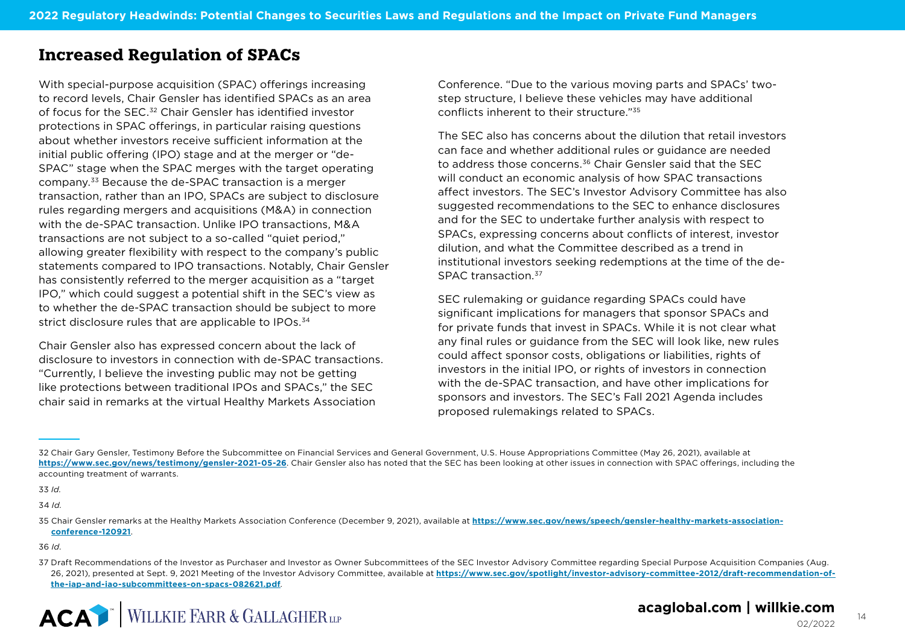## Increased Regulation of SPACs

With special-purpose acquisition (SPAC) offerings increasing to record levels, Chair Gensler has identified SPACs as an area of focus for the SEC.[32] Chair Gensler has identified investor protections in SPAC offerings, in particular raising questions about whether investors receive sufficient information at the initial public offering (IPO) stage and at the merger or "de-SPAC" stage when the SPAC merges with the target operating company.[33] Because the de-SPAC transaction is a merger transaction, rather than an IPO, SPACs are subject to disclosure rules regarding mergers and acquisitions (M&A) in connection with the de-SPAC transaction. Unlike IPO transactions, M&A transactions are not subject to a so-called "quiet period," allowing greater flexibility with respect to the company's public statements compared to IPO transactions. Notably, Chair Gensler has consistently referred to the merger acquisition as a "target IPO," which could suggest a potential shift in the SEC's view as to whether the de-SPAC transaction should be subject to more strict disclosure rules that are applicable to IPOs.[34]

Chair Gensler also has expressed concern about the lack of disclosure to investors in connection with de-SPAC transactions. "Currently, I believe the investing public may not be getting like protections between traditional IPOs and SPACs," the SEC chair said in remarks at the virtual Healthy Markets Association Conference. "Due to the various moving parts and SPACs' two-step structure, I believe these vehicles may have additional conflicts inherent to their structure."[35]

The SEC also has concerns about the dilution that retail investors can face and whether additional rules or guidance are needed to address those concerns.[36] Chair Gensler said that the SEC will conduct an economic analysis of how SPAC transactions affect investors. The SEC's Investor Advisory Committee has also suggested recommendations to the SEC to enhance disclosures and for the SEC to undertake further analysis with respect to SPACs, expressing concerns about conflicts of interest, investor dilution, and what the Committee described as a trend in institutional investors seeking redemptions at the time of the de-SPAC transaction.[37]

SEC rulemaking or guidance regarding SPACs could have significant implications for managers that sponsor SPACs and for private funds that invest in SPACs. While it is not clear what any final rules or guidance from the SEC will look like, new rules could affect sponsor costs, obligations or liabilities, rights of investors in the initial IPO, or rights of investors in connection with the de-SPAC transaction, and have other implications for sponsors and investors. The SEC's Fall 2021 Agenda includes proposed rulemakings related to SPACs.

---

32 Chair Gary Gensler, Testimony Before the Subcommittee on Financial Services and General Government, U.S. House Appropriations Committee (May 26, 2021), available at **https://www.sec.gov/news/testimony/gensler-2021-05-26**. Chair Gensler also has noted that the SEC has been looking at other issues in connection with SPAC offerings, including the accounting treatment of warrants.

33 *Id.*

34 *Id.*

35 Chair Gensler remarks at the Healthy Markets Association Conference (December 9, 2021), available at **https://www.sec.gov/news/speech/gensler-healthy-markets-association-conference-120921**.

36 *Id.*

37 Draft Recommendations of the Investor as Purchaser and Investor as Owner Subcommittees of the SEC Investor Advisory Committee regarding Special Purpose Acquisition Companies (Aug. 26, 2021), presented at Sept. 9, 2021 Meeting of the Investor Advisory Committee, available at **https://www.sec.gov/spotlight/investor-advisory-committee-2012/draft-recommendation-of-the-iap-and-iao-subcommittees-on-spacs-082621.pdf**.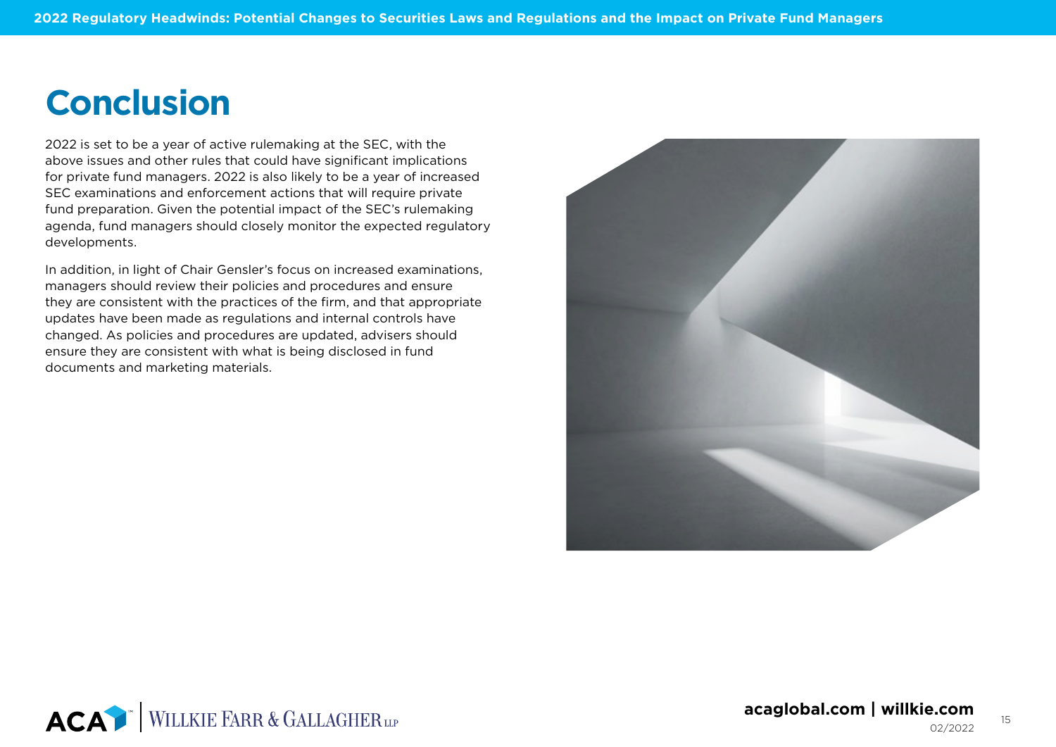# Conclusion

2022 is set to be a year of active rulemaking at the SEC, with the above issues and other rules that could have significant implications for private fund managers. 2022 is also likely to be a year of increased SEC examinations and enforcement actions that will require private fund preparation. Given the potential impact of the SEC's rulemaking agenda, fund managers should closely monitor the expected regulatory developments.

In addition, in light of Chair Gensler's focus on increased examinations, managers should review their policies and procedures and ensure they are consistent with the practices of the firm, and that appropriate updates have been made as regulations and internal controls have changed. As policies and procedures are updated, advisers should ensure they are consistent with what is being disclosed in fund documents and marketing materials.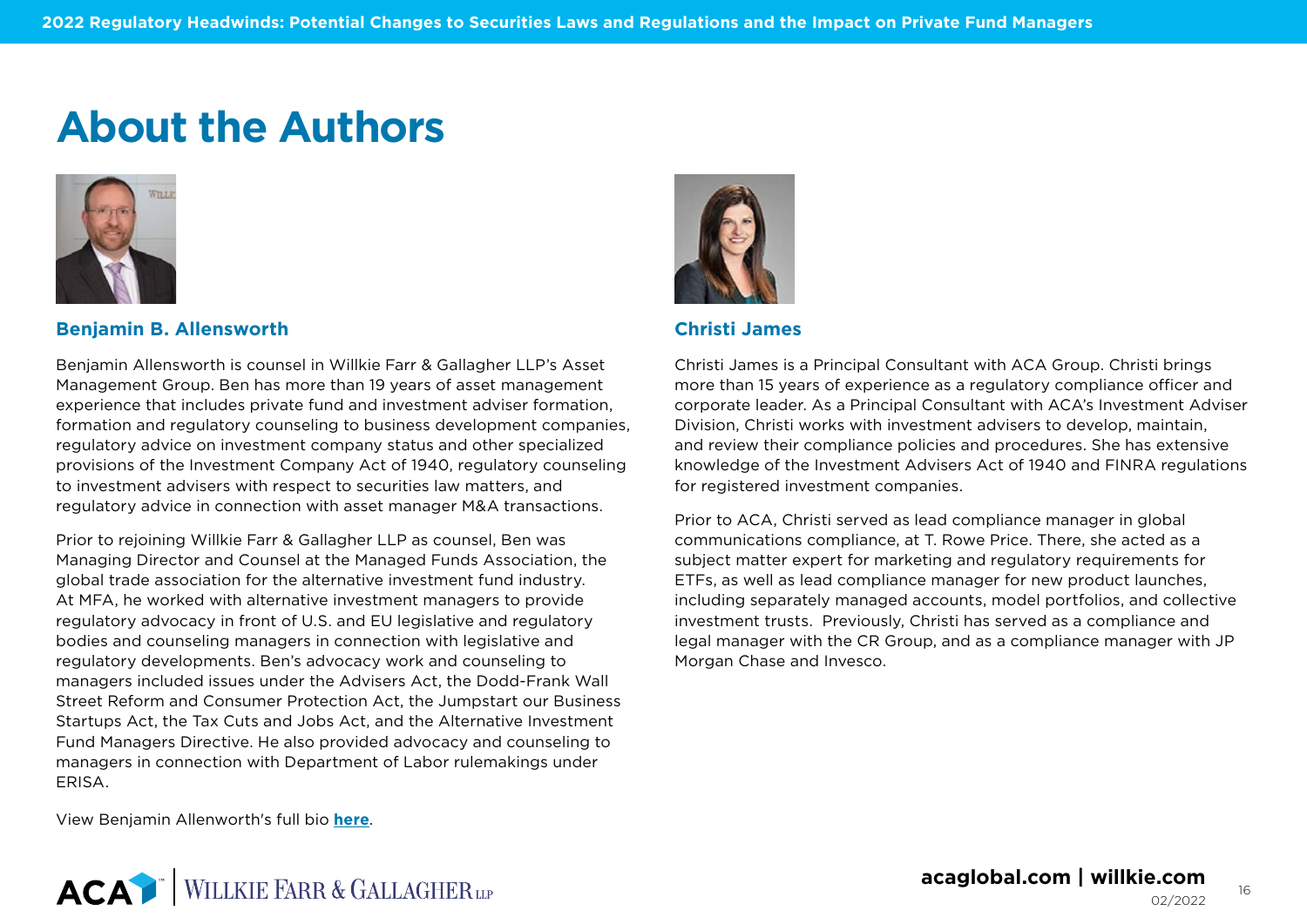# About the Authors

### Benjamin B. Allensworth

Benjamin Allensworth is counsel in Willkie Farr & Gallagher LLP's Asset Management Group. Ben has more than 19 years of asset management experience that includes private fund and investment adviser formation, formation and regulatory counseling to business development companies, regulatory advice on investment company status and other specialized provisions of the Investment Company Act of 1940, regulatory counseling to investment advisers with respect to securities law matters, and regulatory advice in connection with asset manager M&A transactions.

Prior to rejoining Willkie Farr & Gallagher LLP as counsel, Ben was Managing Director and Counsel at the Managed Funds Association, the global trade association for the alternative investment fund industry. At MFA, he worked with alternative investment managers to provide regulatory advocacy in front of U.S. and EU legislative and regulatory bodies and counseling managers in connection with legislative and regulatory developments. Ben's advocacy work and counseling to managers included issues under the Advisers Act, the Dodd-Frank Wall Street Reform and Consumer Protection Act, the Jumpstart our Business Startups Act, the Tax Cuts and Jobs Act, and the Alternative Investment Fund Managers Directive. He also provided advocacy and counseling to managers in connection with Department of Labor rulemakings under ERISA.

View Benjamin Allenworth's full bio **here**.

### Christi James

Christi James is a Principal Consultant with ACA Group. Christi brings more than 15 years of experience as a regulatory compliance officer and corporate leader. As a Principal Consultant with ACA's Investment Adviser Division, Christi works with investment advisers to develop, maintain, and review their compliance policies and procedures. She has extensive knowledge of the Investment Advisers Act of 1940 and FINRA regulations for registered investment companies.

Prior to ACA, Christi served as lead compliance manager in global communications compliance, at T. Rowe Price. There, she acted as a subject matter expert for marketing and regulatory requirements for ETFs, as well as lead compliance manager for new product launches, including separately managed accounts, model portfolios, and collective investment trusts. Previously, Christi has served as a compliance and legal manager with the CR Group, and as a compliance manager with JP Morgan Chase and Invesco.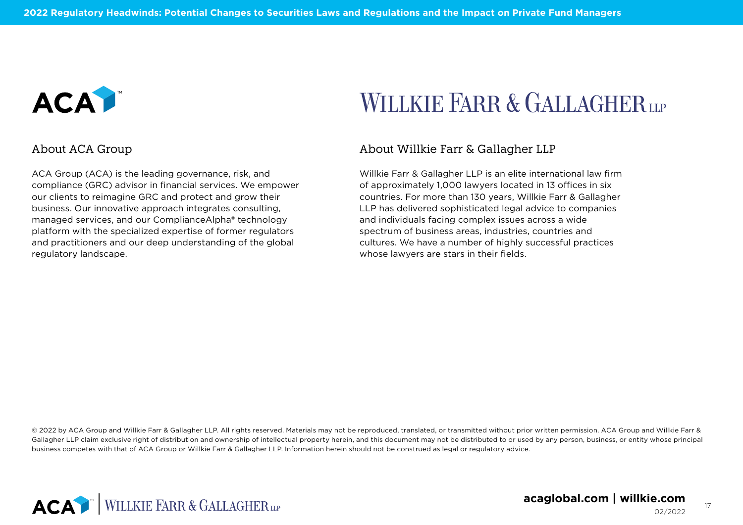## About ACA Group

ACA Group (ACA) is the leading governance, risk, and compliance (GRC) advisor in financial services. We empower our clients to reimagine GRC and protect and grow their business. Our innovative approach integrates consulting, managed services, and our ComplianceAlpha® technology platform with the specialized expertise of former regulators and practitioners and our deep understanding of the global regulatory landscape.

## About Willkie Farr & Gallagher LLP

Willkie Farr & Gallagher LLP is an elite international law firm of approximately 1,000 lawyers located in 13 offices in six countries. For more than 130 years, Willkie Farr & Gallagher LLP has delivered sophisticated legal advice to companies and individuals facing complex issues across a wide spectrum of business areas, industries, countries and cultures. We have a number of highly successful practices whose lawyers are stars in their fields.

© 2022 by ACA Group and Willkie Farr & Gallagher LLP. All rights reserved. Materials may not be reproduced, translated, or transmitted without prior written permission. ACA Group and Willkie Farr & Gallagher LLP claim exclusive right of distribution and ownership of intellectual property herein, and this document may not be distributed to or used by any person, business, or entity whose principal business competes with that of ACA Group or Willkie Farr & Gallagher LLP. Information herein should not be construed as legal or regulatory advice.

**acaglobal.com | willkie.com**

02/2022